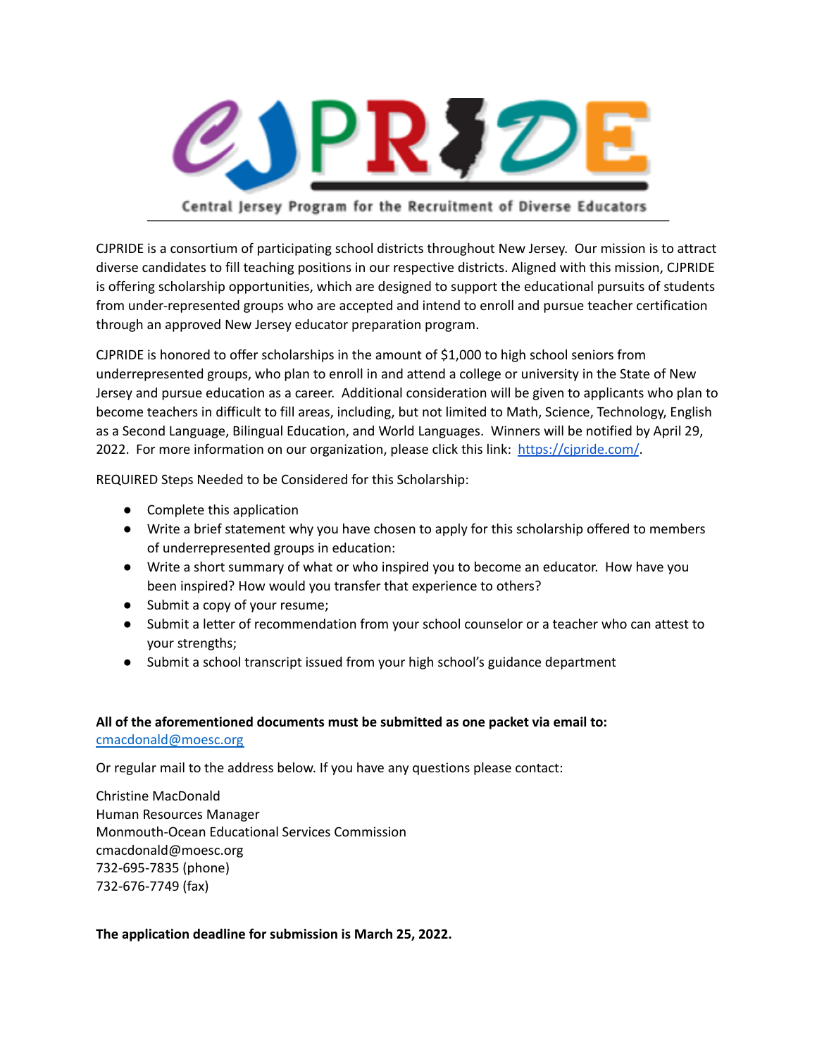# CJPRIDE

Central Jersey Program for the Recruitment of Diverse Educators

CJPRIDE is a consortium of participating school districts throughout New Jersey. Our mission is to attract diverse candidates to fill teaching positions in our respective districts. Aligned with this mission, CJPRIDE is offering scholarship opportunities, which are designed to support the educational pursuits of students from under-represented groups who are accepted and intend to enroll and pursue teacher certification through an approved New Jersey educator preparation program.

CJPRIDE is honored to offer scholarships in the amount of $1,000 to high school seniors from underrepresented groups, who plan to enroll in and attend a college or university in the State of New Jersey and pursue education as a career. Additional consideration will be given to applicants who plan to become teachers in difficult to fill areas, including, but not limited to Math, Science, Technology, English as a Second Language, Bilingual Education, and World Languages. Winners will be notified by April 29, 2022. For more information on our organization, please click this link: [https://cjpride.com/](https://cjpride.com/).

REQUIRED Steps Needed to be Considered for this Scholarship:

- Complete this application
- Write a brief statement why you have chosen to apply for this scholarship offered to members of underrepresented groups in education:
- Write a short summary of what or who inspired you to become an educator. How have you been inspired? How would you transfer that experience to others?
- Submit a copy of your resume;
- Submit a letter of recommendation from your school counselor or a teacher who can attest to your strengths;
- Submit a school transcript issued from your high school's guidance department

**All of the aforementioned documents must be submitted as one packet via email to:**
[cmacdonald@moesc.org](mailto:cmacdonald@moesc.org)

Or regular mail to the address below. If you have any questions please contact:

Christine MacDonald
Human Resources Manager
Monmouth-Ocean Educational Services Commission
cmacdonald@moesc.org
732-695-7835 (phone)
732-676-7749 (fax)

**The application deadline for submission is March 25, 2022.**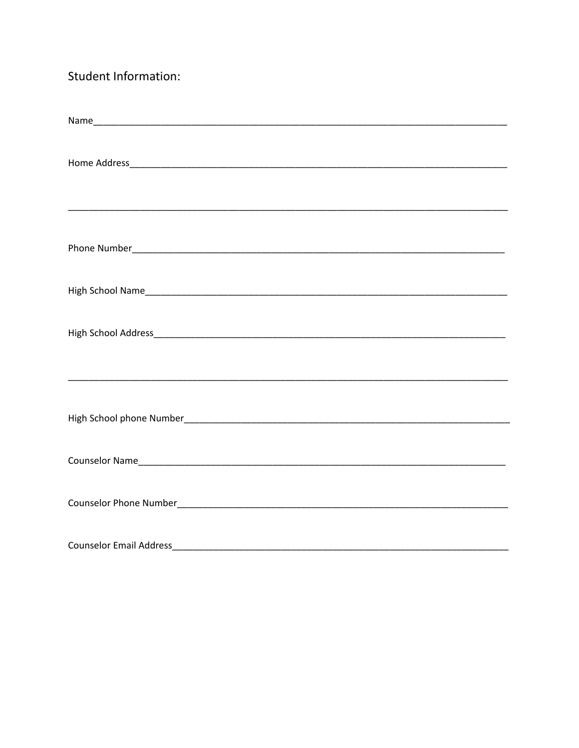## Student Information:

Name________________________________________________________________________________

Home Address_________________________________________________________________________

_____________________________________________________________________________________

Phone Number_________________________________________________________________________

High School Name______________________________________________________________________

High School Address____________________________________________________________________

_____________________________________________________________________________________

High School phone Number________________________________________________________________

Counselor Name_______________________________________________________________________

Counselor Phone Number_________________________________________________________________

Counselor Email Address_________________________________________________________________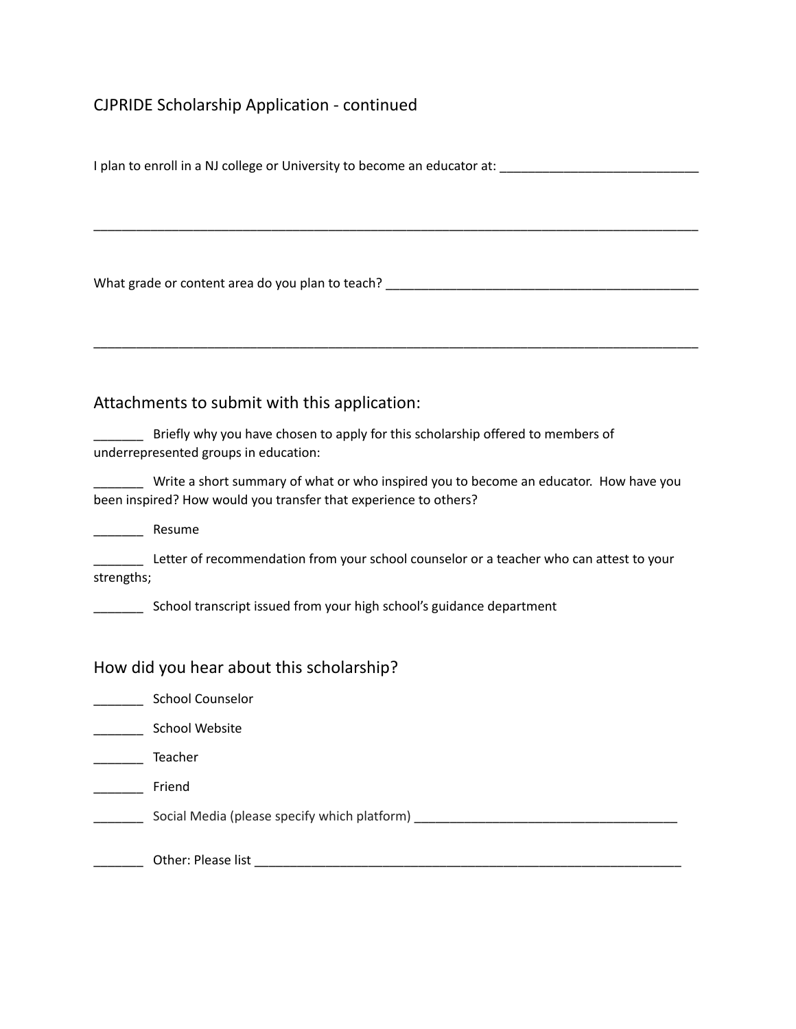CJPRIDE Scholarship Application - continued

I plan to enroll in a NJ college or University to become an educator at: ____________________________

________________________________________________________________________________________

What grade or content area do you plan to teach? ______________________________________________

________________________________________________________________________________________

## Attachments to submit with this application:

_______ Briefly why you have chosen to apply for this scholarship offered to members of underrepresented groups in education:

_______ Write a short summary of what or who inspired you to become an educator. How have you been inspired? How would you transfer that experience to others?

_______ Resume

_______ Letter of recommendation from your school counselor or a teacher who can attest to your strengths;

_______ School transcript issued from your high school's guidance department

## How did you hear about this scholarship?

_______ School Counselor

_______ School Website

_______ Teacher

_______ Friend

_______ Social Media (please specify which platform) ______________________________________

_______ Other: Please list ________________________________________________________________